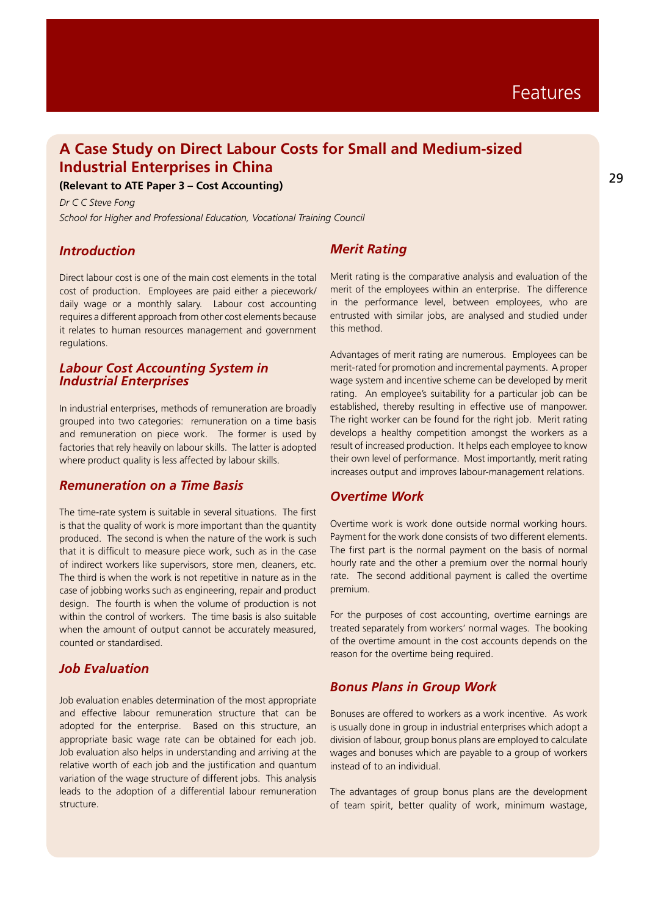# A Case Study on Direct Labour Costs for Small and Medium-sized Industrial Enterprises in China

**(Relevant to ATE Paper 3 – Cost Accounting)**

*Dr C C Steve Fong*

*School for Higher and Professional Education, Vocational Training Council*

## *Introduction*

Direct labour cost is one of the main cost elements in the total cost of production. Employees are paid either a piecework/ daily wage or a monthly salary. Labour cost accounting requires a different approach from other cost elements because it relates to human resources management and government regulations.

## *Labour Cost Accounting System in Industrial Enterprises*

In industrial enterprises, methods of remuneration are broadly grouped into two categories: remuneration on a time basis and remuneration on piece work. The former is used by factories that rely heavily on labour skills. The latter is adopted where product quality is less affected by labour skills.

## *Remuneration on a Time Basis*

The time-rate system is suitable in several situations. The first is that the quality of work is more important than the quantity produced. The second is when the nature of the work is such that it is difficult to measure piece work, such as in the case of indirect workers like supervisors, store men, cleaners, etc. The third is when the work is not repetitive in nature as in the case of jobbing works such as engineering, repair and product design. The fourth is when the volume of production is not within the control of workers. The time basis is also suitable when the amount of output cannot be accurately measured, counted or standardised.

## *Job Evaluation*

Job evaluation enables determination of the most appropriate and effective labour remuneration structure that can be adopted for the enterprise. Based on this structure, an appropriate basic wage rate can be obtained for each job. Job evaluation also helps in understanding and arriving at the relative worth of each job and the justification and quantum variation of the wage structure of different jobs. This analysis leads to the adoption of a differential labour remuneration structure.

## *Merit Rating*

Merit rating is the comparative analysis and evaluation of the merit of the employees within an enterprise. The difference in the performance level, between employees, who are entrusted with similar jobs, are analysed and studied under this method.

Advantages of merit rating are numerous. Employees can be merit-rated for promotion and incremental payments. A proper wage system and incentive scheme can be developed by merit rating. An employee's suitability for a particular job can be established, thereby resulting in effective use of manpower. The right worker can be found for the right job. Merit rating develops a healthy competition amongst the workers as a result of increased production. It helps each employee to know their own level of performance. Most importantly, merit rating increases output and improves labour-management relations.

## *Overtime Work*

Overtime work is work done outside normal working hours. Payment for the work done consists of two different elements. The first part is the normal payment on the basis of normal hourly rate and the other a premium over the normal hourly rate. The second additional payment is called the overtime premium.

For the purposes of cost accounting, overtime earnings are treated separately from workers' normal wages. The booking of the overtime amount in the cost accounts depends on the reason for the overtime being required.

## *Bonus Plans in Group Work*

Bonuses are offered to workers as a work incentive. As work is usually done in group in industrial enterprises which adopt a division of labour, group bonus plans are employed to calculate wages and bonuses which are payable to a group of workers instead of to an individual.

The advantages of group bonus plans are the development of team spirit, better quality of work, minimum wastage,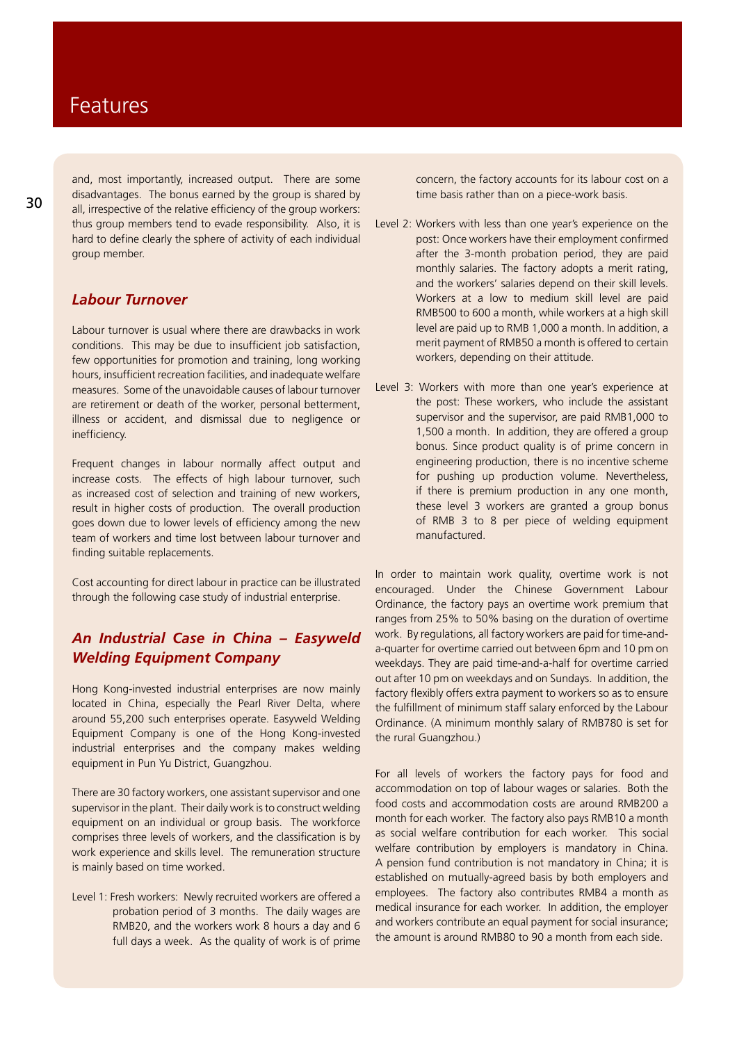and, most importantly, increased output. There are some disadvantages. The bonus earned by the group is shared by all, irrespective of the relative efficiency of the group workers: thus group members tend to evade responsibility. Also, it is hard to define clearly the sphere of activity of each individual group member.

## *Labour Turnover*

Labour turnover is usual where there are drawbacks in work conditions. This may be due to insufficient job satisfaction, few opportunities for promotion and training, long working hours, insufficient recreation facilities, and inadequate welfare measures. Some of the unavoidable causes of labour turnover are retirement or death of the worker, personal betterment, illness or accident, and dismissal due to negligence or inefficiency.

Frequent changes in labour normally affect output and increase costs. The effects of high labour turnover, such as increased cost of selection and training of new workers, result in higher costs of production. The overall production goes down due to lower levels of efficiency among the new team of workers and time lost between labour turnover and finding suitable replacements.

Cost accounting for direct labour in practice can be illustrated through the following case study of industrial enterprise.

## *An Industrial Case in China – Easyweld Welding Equipment Company*

Hong Kong-invested industrial enterprises are now mainly located in China, especially the Pearl River Delta, where around 55,200 such enterprises operate. Easyweld Welding Equipment Company is one of the Hong Kong-invested industrial enterprises and the company makes welding equipment in Pun Yu District, Guangzhou.

There are 30 factory workers, one assistant supervisor and one supervisor in the plant. Their daily work is to construct welding equipment on an individual or group basis. The workforce comprises three levels of workers, and the classification is by work experience and skills level. The remuneration structure is mainly based on time worked.

Level 1: Fresh workers: Newly recruited workers are offered a probation period of 3 months. The daily wages are RMB20, and the workers work 8 hours a day and 6 full days a week. As the quality of work is of prime concern, the factory accounts for its labour cost on a time basis rather than on a piece-work basis.

Level 2: Workers with less than one year's experience on the post: Once workers have their employment confirmed after the 3-month probation period, they are paid monthly salaries. The factory adopts a merit rating, and the workers' salaries depend on their skill levels. Workers at a low to medium skill level are paid RMB500 to 600 a month, while workers at a high skill level are paid up to RMB 1,000 a month. In addition, a merit payment of RMB50 a month is offered to certain workers, depending on their attitude.

Level 3: Workers with more than one year's experience at the post: These workers, who include the assistant supervisor and the supervisor, are paid RMB1,000 to 1,500 a month. In addition, they are offered a group bonus. Since product quality is of prime concern in engineering production, there is no incentive scheme for pushing up production volume. Nevertheless, if there is premium production in any one month, these level 3 workers are granted a group bonus of RMB 3 to 8 per piece of welding equipment manufactured.

In order to maintain work quality, overtime work is not encouraged. Under the Chinese Government Labour Ordinance, the factory pays an overtime work premium that ranges from 25% to 50% basing on the duration of overtime work. By regulations, all factory workers are paid for time-and-a-quarter for overtime carried out between 6pm and 10 pm on weekdays. They are paid time-and-a-half for overtime carried out after 10 pm on weekdays and on Sundays. In addition, the factory flexibly offers extra payment to workers so as to ensure the fulfillment of minimum staff salary enforced by the Labour Ordinance. (A minimum monthly salary of RMB780 is set for the rural Guangzhou.)

For all levels of workers the factory pays for food and accommodation on top of labour wages or salaries. Both the food costs and accommodation costs are around RMB200 a month for each worker. The factory also pays RMB10 a month as social welfare contribution for each worker. This social welfare contribution by employers is mandatory in China. A pension fund contribution is not mandatory in China; it is established on mutually-agreed basis by both employers and employees. The factory also contributes RMB4 a month as medical insurance for each worker. In addition, the employer and workers contribute an equal payment for social insurance; the amount is around RMB80 to 90 a month from each side.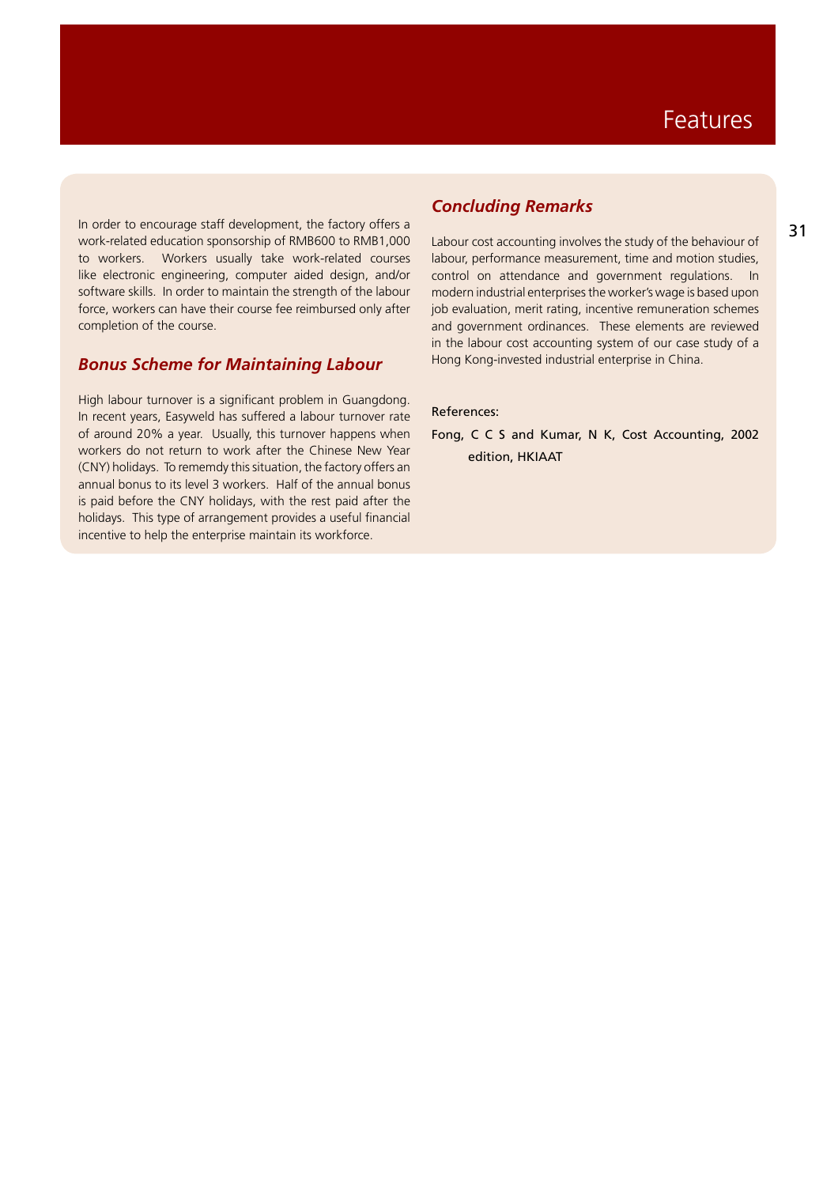In order to encourage staff development, the factory offers a work-related education sponsorship of RMB600 to RMB1,000 to workers. Workers usually take work-related courses like electronic engineering, computer aided design, and/or software skills. In order to maintain the strength of the labour force, workers can have their course fee reimbursed only after completion of the course.

### *Bonus Scheme for Maintaining Labour*

High labour turnover is a significant problem in Guangdong. In recent years, Easyweld has suffered a labour turnover rate of around 20% a year. Usually, this turnover happens when workers do not return to work after the Chinese New Year (CNY) holidays. To rememdy this situation, the factory offers an annual bonus to its level 3 workers. Half of the annual bonus is paid before the CNY holidays, with the rest paid after the holidays. This type of arrangement provides a useful financial incentive to help the enterprise maintain its workforce.

### *Concluding Remarks*

Labour cost accounting involves the study of the behaviour of labour, performance measurement, time and motion studies, control on attendance and government regulations. In modern industrial enterprises the worker's wage is based upon job evaluation, merit rating, incentive remuneration schemes and government ordinances. These elements are reviewed in the labour cost accounting system of our case study of a Hong Kong-invested industrial enterprise in China.

References:

Fong, C C S and Kumar, N K, Cost Accounting, 2002 edition, HKIAAT